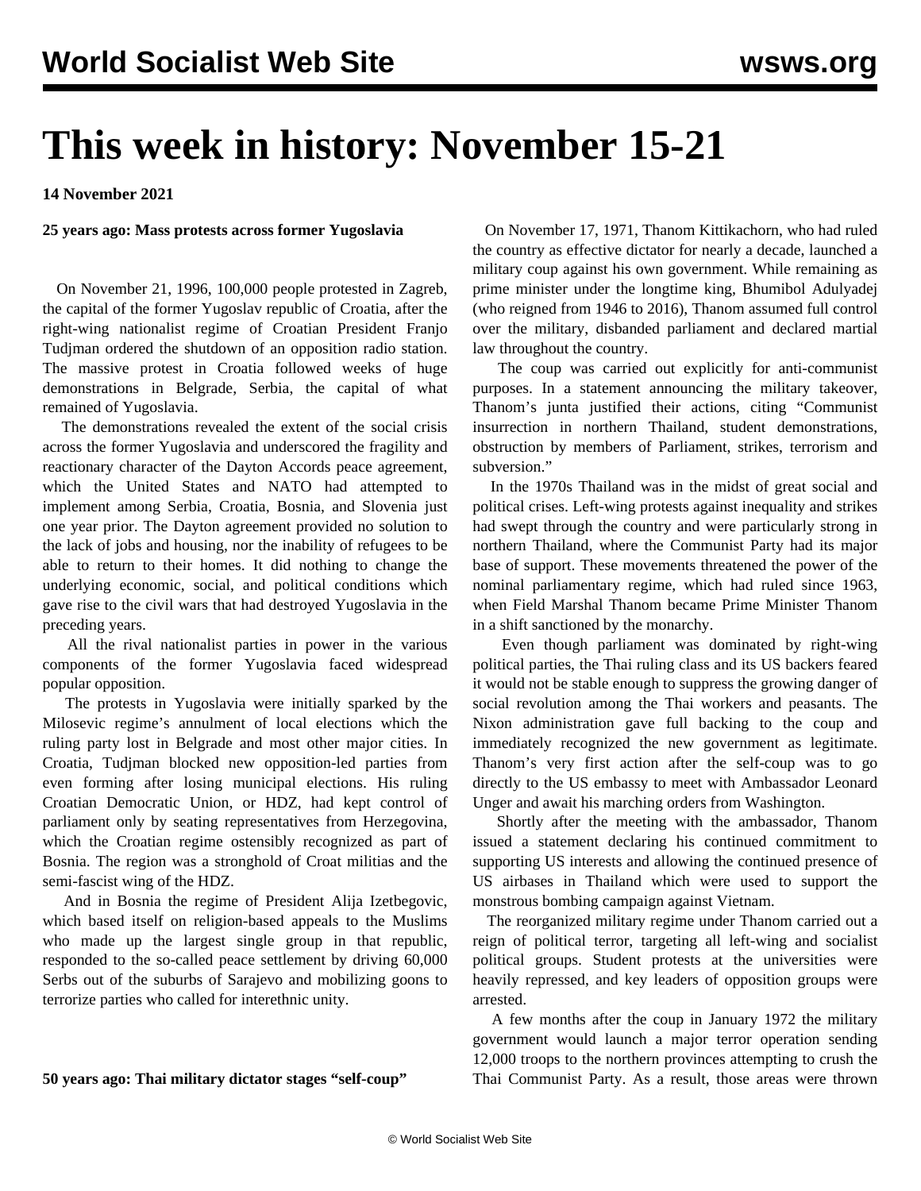# This week in history: November 15-21

**14 November 2021**

**25 years ago: Mass protests across former Yugoslavia**

On November 21, 1996, 100,000 people protested in Zagreb, the capital of the former Yugoslav republic of Croatia, after the right-wing nationalist regime of Croatian President Franjo Tudjman ordered the shutdown of an opposition radio station. The massive protest in Croatia followed weeks of huge demonstrations in Belgrade, Serbia, the capital of what remained of Yugoslavia.

The demonstrations revealed the extent of the social crisis across the former Yugoslavia and underscored the fragility and reactionary character of the Dayton Accords peace agreement, which the United States and NATO had attempted to implement among Serbia, Croatia, Bosnia, and Slovenia just one year prior. The Dayton agreement provided no solution to the lack of jobs and housing, nor the inability of refugees to be able to return to their homes. It did nothing to change the underlying economic, social, and political conditions which gave rise to the civil wars that had destroyed Yugoslavia in the preceding years.

All the rival nationalist parties in power in the various components of the former Yugoslavia faced widespread popular opposition.

The protests in Yugoslavia were initially sparked by the Milosevic regime's annulment of local elections which the ruling party lost in Belgrade and most other major cities. In Croatia, Tudjman blocked new opposition-led parties from even forming after losing municipal elections. His ruling Croatian Democratic Union, or HDZ, had kept control of parliament only by seating representatives from Herzegovina, which the Croatian regime ostensibly recognized as part of Bosnia. The region was a stronghold of Croat militias and the semi-fascist wing of the HDZ.

And in Bosnia the regime of President Alija Izetbegovic, which based itself on religion-based appeals to the Muslims who made up the largest single group in that republic, responded to the so-called peace settlement by driving 60,000 Serbs out of the suburbs of Sarajevo and mobilizing goons to terrorize parties who called for interethnic unity.

**50 years ago: Thai military dictator stages "self-coup"**

On November 17, 1971, Thanom Kittikachorn, who had ruled the country as effective dictator for nearly a decade, launched a military coup against his own government. While remaining as prime minister under the longtime king, Bhumibol Adulyadej (who reigned from 1946 to 2016), Thanom assumed full control over the military, disbanded parliament and declared martial law throughout the country.

The coup was carried out explicitly for anti-communist purposes. In a statement announcing the military takeover, Thanom's junta justified their actions, citing "Communist insurrection in northern Thailand, student demonstrations, obstruction by members of Parliament, strikes, terrorism and subversion."

In the 1970s Thailand was in the midst of great social and political crises. Left-wing protests against inequality and strikes had swept through the country and were particularly strong in northern Thailand, where the Communist Party had its major base of support. These movements threatened the power of the nominal parliamentary regime, which had ruled since 1963, when Field Marshal Thanom became Prime Minister Thanom in a shift sanctioned by the monarchy.

Even though parliament was dominated by right-wing political parties, the Thai ruling class and its US backers feared it would not be stable enough to suppress the growing danger of social revolution among the Thai workers and peasants. The Nixon administration gave full backing to the coup and immediately recognized the new government as legitimate. Thanom's very first action after the self-coup was to go directly to the US embassy to meet with Ambassador Leonard Unger and await his marching orders from Washington.

Shortly after the meeting with the ambassador, Thanom issued a statement declaring his continued commitment to supporting US interests and allowing the continued presence of US airbases in Thailand which were used to support the monstrous bombing campaign against Vietnam.

The reorganized military regime under Thanom carried out a reign of political terror, targeting all left-wing and socialist political groups. Student protests at the universities were heavily repressed, and key leaders of opposition groups were arrested.

A few months after the coup in January 1972 the military government would launch a major terror operation sending 12,000 troops to the northern provinces attempting to crush the Thai Communist Party. As a result, those areas were thrown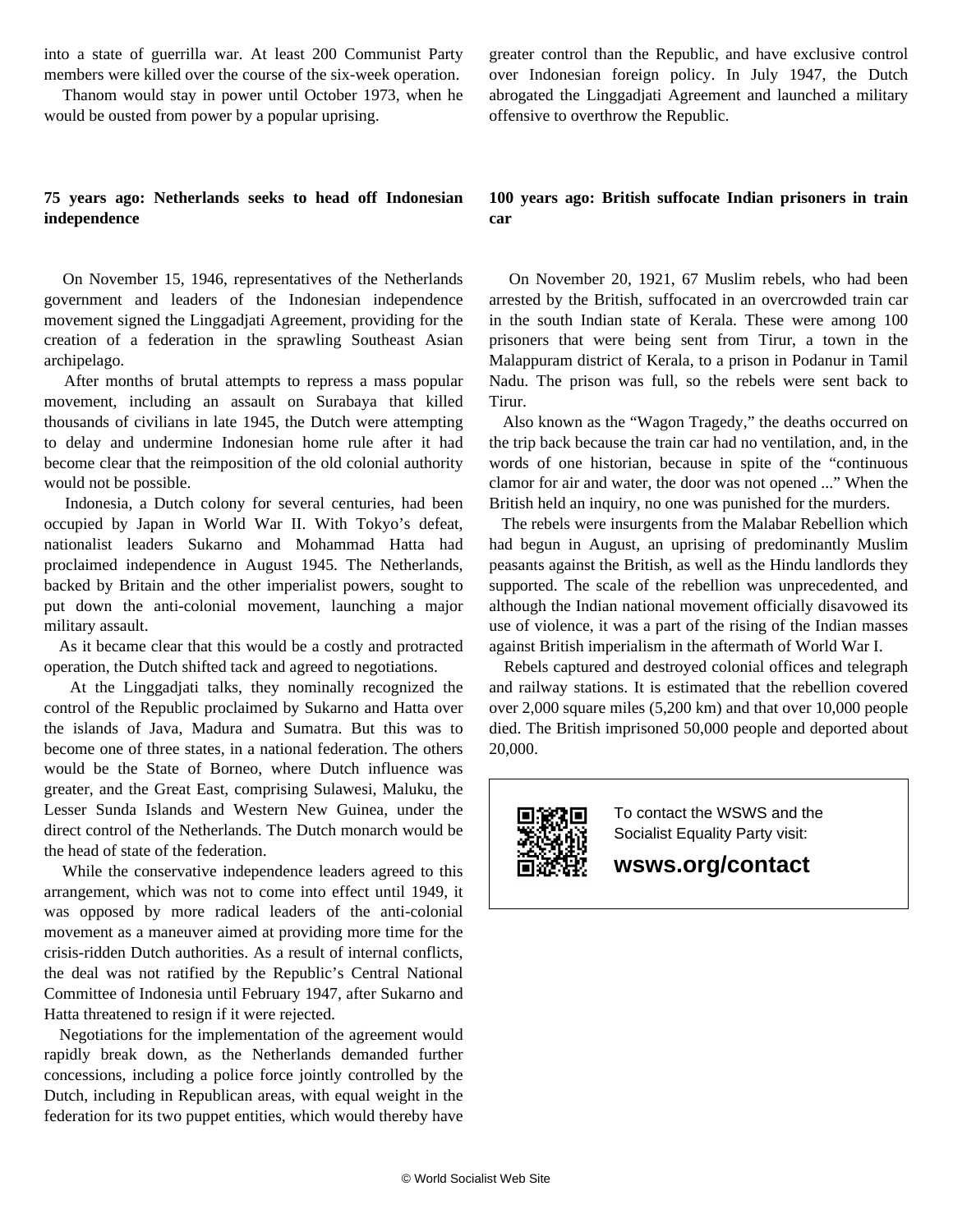into a state of guerrilla war. At least 200 Communist Party members were killed over the course of the six-week operation.

Thanom would stay in power until October 1973, when he would be ousted from power by a popular uprising.

### 75 years ago: Netherlands seeks to head off Indonesian independence

On November 15, 1946, representatives of the Netherlands government and leaders of the Indonesian independence movement signed the Linggadjati Agreement, providing for the creation of a federation in the sprawling Southeast Asian archipelago.

After months of brutal attempts to repress a mass popular movement, including an assault on Surabaya that killed thousands of civilians in late 1945, the Dutch were attempting to delay and undermine Indonesian home rule after it had become clear that the reimposition of the old colonial authority would not be possible.

Indonesia, a Dutch colony for several centuries, had been occupied by Japan in World War II. With Tokyo's defeat, nationalist leaders Sukarno and Mohammad Hatta had proclaimed independence in August 1945. The Netherlands, backed by Britain and the other imperialist powers, sought to put down the anti-colonial movement, launching a major military assault.

As it became clear that this would be a costly and protracted operation, the Dutch shifted tack and agreed to negotiations.

At the Linggadjati talks, they nominally recognized the control of the Republic proclaimed by Sukarno and Hatta over the islands of Java, Madura and Sumatra. But this was to become one of three states, in a national federation. The others would be the State of Borneo, where Dutch influence was greater, and the Great East, comprising Sulawesi, Maluku, the Lesser Sunda Islands and Western New Guinea, under the direct control of the Netherlands. The Dutch monarch would be the head of state of the federation.

While the conservative independence leaders agreed to this arrangement, which was not to come into effect until 1949, it was opposed by more radical leaders of the anti-colonial movement as a maneuver aimed at providing more time for the crisis-ridden Dutch authorities. As a result of internal conflicts, the deal was not ratified by the Republic's Central National Committee of Indonesia until February 1947, after Sukarno and Hatta threatened to resign if it were rejected.

Negotiations for the implementation of the agreement would rapidly break down, as the Netherlands demanded further concessions, including a police force jointly controlled by the Dutch, including in Republican areas, with equal weight in the federation for its two puppet entities, which would thereby have greater control than the Republic, and have exclusive control over Indonesian foreign policy. In July 1947, the Dutch abrogated the Linggadjati Agreement and launched a military offensive to overthrow the Republic.

### 100 years ago: British suffocate Indian prisoners in train car

On November 20, 1921, 67 Muslim rebels, who had been arrested by the British, suffocated in an overcrowded train car in the south Indian state of Kerala. These were among 100 prisoners that were being sent from Tirur, a town in the Malappuram district of Kerala, to a prison in Podanur in Tamil Nadu. The prison was full, so the rebels were sent back to Tirur.

Also known as the "Wagon Tragedy," the deaths occurred on the trip back because the train car had no ventilation, and, in the words of one historian, because in spite of the "continuous clamor for air and water, the door was not opened ..." When the British held an inquiry, no one was punished for the murders.

The rebels were insurgents from the Malabar Rebellion which had begun in August, an uprising of predominantly Muslim peasants against the British, as well as the Hindu landlords they supported. The scale of the rebellion was unprecedented, and although the Indian national movement officially disavowed its use of violence, it was a part of the rising of the Indian masses against British imperialism in the aftermath of World War I.

Rebels captured and destroyed colonial offices and telegraph and railway stations. It is estimated that the rebellion covered over 2,000 square miles (5,200 km) and that over 10,000 people died. The British imprisoned 50,000 people and deported about 20,000.

To contact the WSWS and the Socialist Equality Party visit:

**wsws.org/contact**